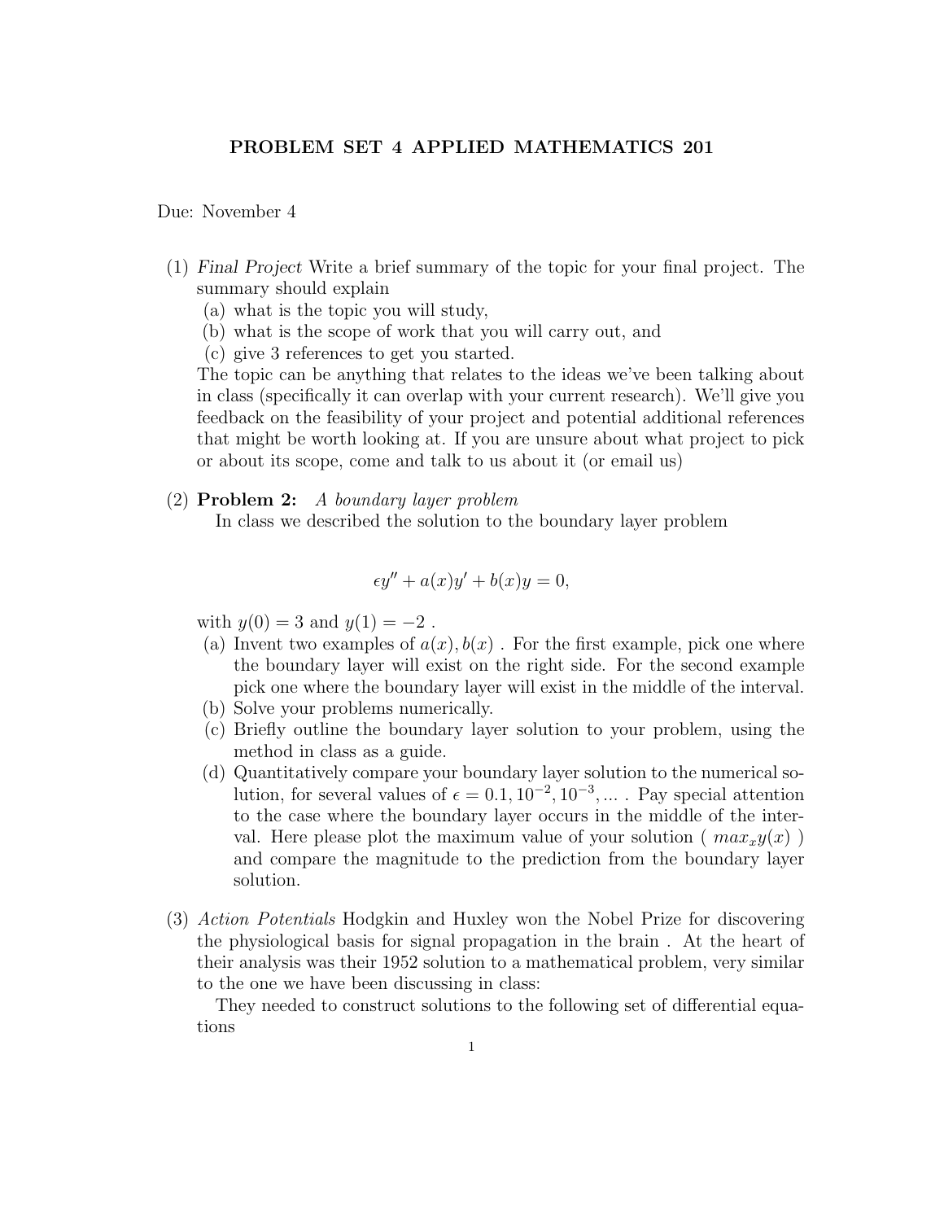# PROBLEM SET 4 APPLIED MATHEMATICS 201

Due: November 4

(1) *Final Project* Write a brief summary of the topic for your final project. The summary should explain
   (a) what is the topic you will study,
   (b) what is the scope of work that you will carry out, and
   (c) give 3 references to get you started.

   The topic can be anything that relates to the ideas we've been talking about in class (specifically it can overlap with your current research). We'll give you feedback on the feasibility of your project and potential additional references that might be worth looking at. If you are unsure about what project to pick or about its scope, come and talk to us about it (or email us)

(2) **Problem 2:** *A boundary layer problem*

   In class we described the solution to the boundary layer problem

$$\epsilon y'' + a(x)y' + b(x)y = 0,$$

   with $y(0) = 3$ and $y(1) = -2$ .
   (a) Invent two examples of $a(x), b(x)$ . For the first example, pick one where the boundary layer will exist on the right side. For the second example pick one where the boundary layer will exist in the middle of the interval.
   (b) Solve your problems numerically.
   (c) Briefly outline the boundary layer solution to your problem, using the method in class as a guide.
   (d) Quantitatively compare your boundary layer solution to the numerical solution, for several values of $\epsilon = 0.1, 10^{-2}, 10^{-3}, \ldots$ . Pay special attention to the case where the boundary layer occurs in the middle of the interval. Here please plot the maximum value of your solution ( $max_x y(x)$ ) and compare the magnitude to the prediction from the boundary layer solution.

(3) *Action Potentials* Hodgkin and Huxley won the Nobel Prize for discovering the physiological basis for signal propagation in the brain . At the heart of their analysis was their 1952 solution to a mathematical problem, very similar to the one we have been discussing in class:

   They needed to construct solutions to the following set of differential equations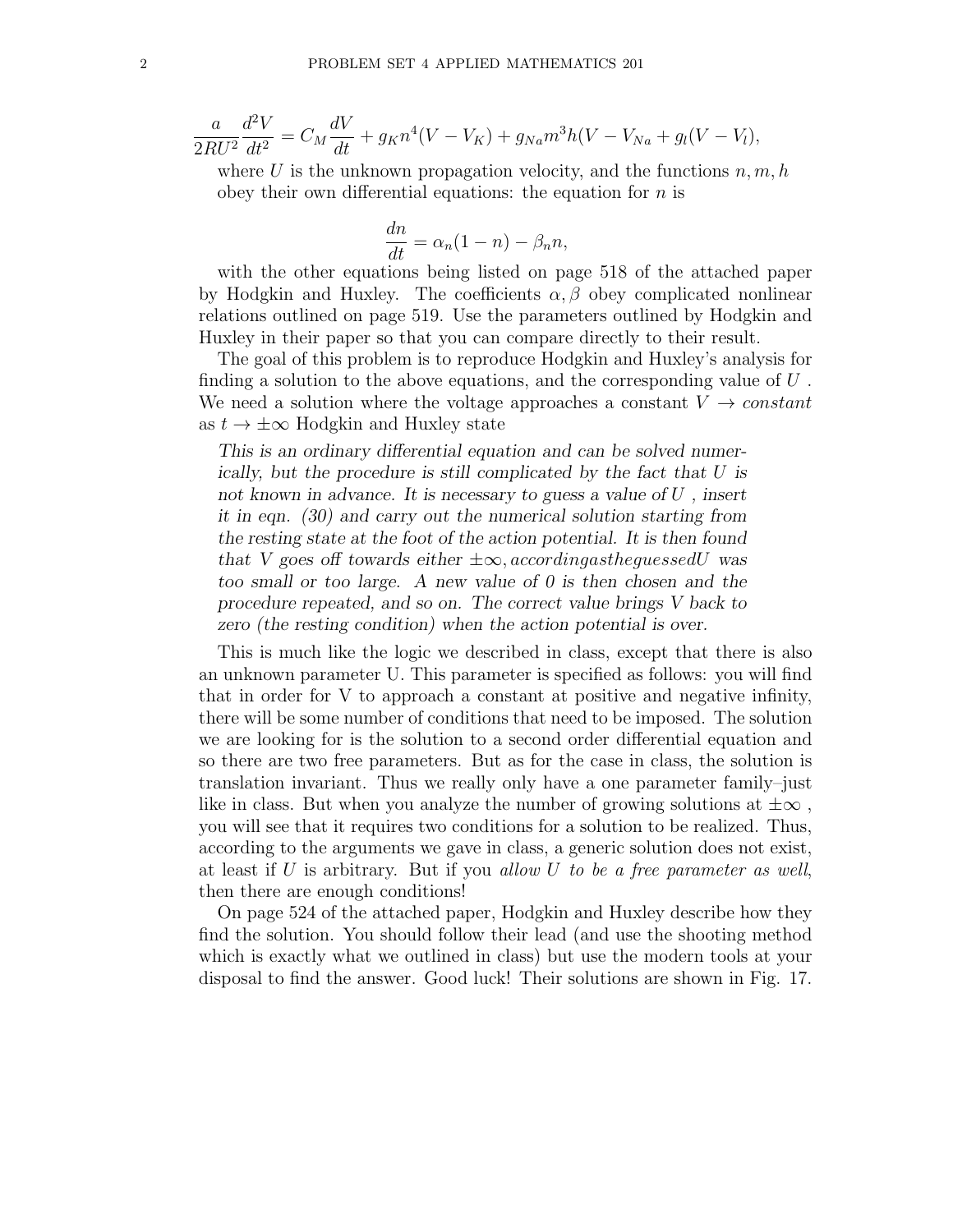$$\frac{a}{2RU^2}\frac{d^2V}{dt^2} = C_M\frac{dV}{dt} + g_K n^4(V - V_K) + g_{Na}m^3h(V - V_{Na} + g_l(V - V_l),$$

where $U$ is the unknown propagation velocity, and the functions $n, m, h$ obey their own differential equations: the equation for $n$ is

$$\frac{dn}{dt} = \alpha_n(1 - n) - \beta_n n,$$

with the other equations being listed on page 518 of the attached paper by Hodgkin and Huxley. The coefficients $\alpha, \beta$ obey complicated nonlinear relations outlined on page 519. Use the parameters outlined by Hodgkin and Huxley in their paper so that you can compare directly to their result.

The goal of this problem is to reproduce Hodgkin and Huxley's analysis for finding a solution to the above equations, and the corresponding value of $U$. We need a solution where the voltage approaches a constant $V \to constant$ as $t \to \pm\infty$ Hodgkin and Huxley state

> *This is an ordinary differential equation and can be solved numerically, but the procedure is still complicated by the fact that $U$ is not known in advance. It is necessary to guess a value of $U$, insert it in eqn. (30) and carry out the numerical solution starting from the resting state at the foot of the action potential. It is then found that $V$ goes off towards either $\pm\infty, accordingastheguessedU$ was too small or too large. A new value of 0 is then chosen and the procedure repeated, and so on. The correct value brings V back to zero (the resting condition) when the action potential is over.*

This is much like the logic we described in class, except that there is also an unknown parameter U. This parameter is specified as follows: you will find that in order for V to approach a constant at positive and negative infinity, there will be some number of conditions that need to be imposed. The solution we are looking for is the solution to a second order differential equation and so there are two free parameters. But as for the case in class, the solution is translation invariant. Thus we really only have a one parameter family–just like in class. But when you analyze the number of growing solutions at $\pm\infty$, you will see that it requires two conditions for a solution to be realized. Thus, according to the arguments we gave in class, a generic solution does not exist, at least if $U$ is arbitrary. But if you *allow $U$ to be a free parameter as well*, then there are enough conditions!

On page 524 of the attached paper, Hodgkin and Huxley describe how they find the solution. You should follow their lead (and use the shooting method which is exactly what we outlined in class) but use the modern tools at your disposal to find the answer. Good luck! Their solutions are shown in Fig. 17.